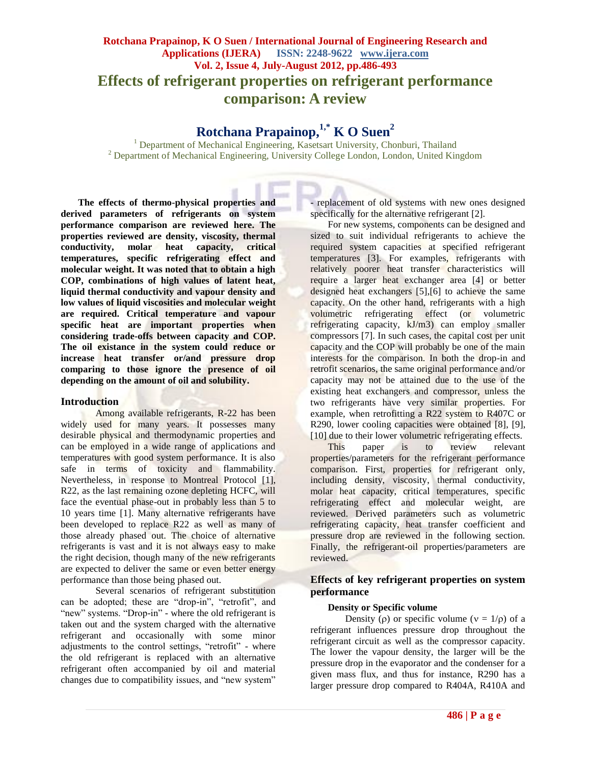# Effects of refrigerant properties on refrigerant performance comparison: A review

## Rotchana Prapainop,[1,*] K O Suen[2]

[1] Department of Mechanical Engineering, Kasetsart University, Chonburi, Thailand
[2] Department of Mechanical Engineering, University College London, London, United Kingdom

**The effects of thermo-physical properties and derived parameters of refrigerants on system performance comparison are reviewed here. The properties reviewed are density, viscosity, thermal conductivity, molar heat capacity, critical temperatures, specific refrigerating effect and molecular weight. It was noted that to obtain a high COP, combinations of high values of latent heat, liquid thermal conductivity and vapour density and low values of liquid viscosities and molecular weight are required. Critical temperature and vapour specific heat are important properties when considering trade-offs between capacity and COP. The oil existance in the system could reduce or increase heat transfer or/and pressure drop comparing to those ignore the presence of oil depending on the amount of oil and solubility.**

### Introduction

Among available refrigerants, R-22 has been widely used for many years. It possesses many desirable physical and thermodynamic properties and can be employed in a wide range of applications and temperatures with good system performance. It is also safe in terms of toxicity and flammability. Nevertheless, in response to Montreal Protocol [1], R22, as the last remaining ozone depleting HCFC, will face the eventual phase-out in probably less than 5 to 10 years time [1]. Many alternative refrigerants have been developed to replace R22 as well as many of those already phased out. The choice of alternative refrigerants is vast and it is not always easy to make the right decision, though many of the new refrigerants are expected to deliver the same or even better energy performance than those being phased out.

Several scenarios of refrigerant substitution can be adopted; these are "drop-in", "retrofit", and "new" systems. "Drop-in" - where the old refrigerant is taken out and the system charged with the alternative refrigerant and occasionally with some minor adjustments to the control settings, "retrofit" - where the old refrigerant is replaced with an alternative refrigerant often accompanied by oil and material changes due to compatibility issues, and "new system" - replacement of old systems with new ones designed specifically for the alternative refrigerant [2].

For new systems, components can be designed and sized to suit individual refrigerants to achieve the required system capacities at specified refrigerant temperatures [3]. For examples, refrigerants with relatively poorer heat transfer characteristics will require a larger heat exchanger area [4] or better designed heat exchangers [5],[6] to achieve the same capacity. On the other hand, refrigerants with a high volumetric refrigerating effect (or volumetric refrigerating capacity, kJ/m3) can employ smaller compressors [7]. In such cases, the capital cost per unit capacity and the COP will probably be one of the main interests for the comparison. In both the drop-in and retrofit scenarios, the same original performance and/or capacity may not be attained due to the use of the existing heat exchangers and compressor, unless the two refrigerants have very similar properties. For example, when retrofitting a R22 system to R407C or R290, lower cooling capacities were obtained [8], [9], [10] due to their lower volumetric refrigerating effects.

This paper is to review relevant properties/parameters for the refrigerant performance comparison. First, properties for refrigerant only, including density, viscosity, thermal conductivity, molar heat capacity, critical temperatures, specific refrigerating effect and molecular weight, are reviewed. Derived parameters such as volumetric refrigerating capacity, heat transfer coefficient and pressure drop are reviewed in the following section. Finally, the refrigerant-oil properties/parameters are reviewed.

### Effects of key refrigerant properties on system performance

#### Density or Specific volume

Density ($\rho$) or specific volume ($v = 1/\rho$) of a refrigerant influences pressure drop throughout the refrigerant circuit as well as the compressor capacity. The lower the vapour density, the larger will be the pressure drop in the evaporator and the condenser for a given mass flux, and thus for instance, R290 has a larger pressure drop compared to R404A, R410A and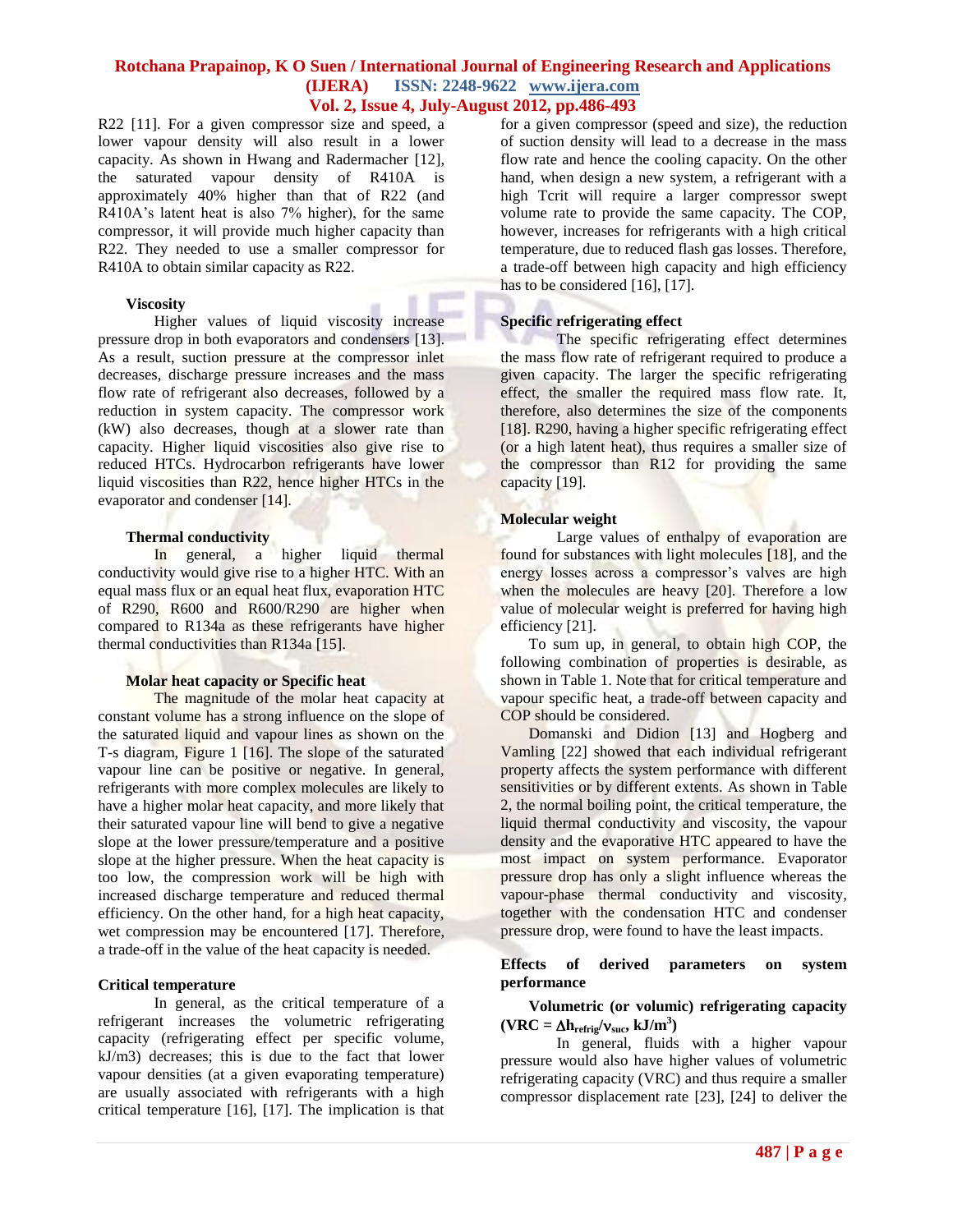R22 [11]. For a given compressor size and speed, a lower vapour density will also result in a lower capacity. As shown in Hwang and Radermacher [12], the saturated vapour density of R410A is approximately 40% higher than that of R22 (and R410A's latent heat is also 7% higher), for the same compressor, it will provide much higher capacity than R22. They needed to use a smaller compressor for R410A to obtain similar capacity as R22.

#### Viscosity

Higher values of liquid viscosity increase pressure drop in both evaporators and condensers [13]. As a result, suction pressure at the compressor inlet decreases, discharge pressure increases and the mass flow rate of refrigerant also decreases, followed by a reduction in system capacity. The compressor work (kW) also decreases, though at a slower rate than capacity. Higher liquid viscosities also give rise to reduced HTCs. Hydrocarbon refrigerants have lower liquid viscosities than R22, hence higher HTCs in the evaporator and condenser [14].

#### Thermal conductivity

In general, a higher liquid thermal conductivity would give rise to a higher HTC. With an equal mass flux or an equal heat flux, evaporation HTC of R290, R600 and R600/R290 are higher when compared to R134a as these refrigerants have higher thermal conductivities than R134a [15].

#### Molar heat capacity or Specific heat

The magnitude of the molar heat capacity at constant volume has a strong influence on the slope of the saturated liquid and vapour lines as shown on the T-s diagram, Figure 1 [16]. The slope of the saturated vapour line can be positive or negative. In general, refrigerants with more complex molecules are likely to have a higher molar heat capacity, and more likely that their saturated vapour line will bend to give a negative slope at the lower pressure/temperature and a positive slope at the higher pressure. When the heat capacity is too low, the compression work will be high with increased discharge temperature and reduced thermal efficiency. On the other hand, for a high heat capacity, wet compression may be encountered [17]. Therefore, a trade-off in the value of the heat capacity is needed.

#### Critical temperature

In general, as the critical temperature of a refrigerant increases the volumetric refrigerating capacity (refrigerating effect per specific volume, kJ/m3) decreases; this is due to the fact that lower vapour densities (at a given evaporating temperature) are usually associated with refrigerants with a high critical temperature [16], [17]. The implication is that for a given compressor (speed and size), the reduction of suction density will lead to a decrease in the mass flow rate and hence the cooling capacity. On the other hand, when design a new system, a refrigerant with a high Tcrit will require a larger compressor swept volume rate to provide the same capacity. The COP, however, increases for refrigerants with a high critical temperature, due to reduced flash gas losses. Therefore, a trade-off between high capacity and high efficiency has to be considered [16], [17].

#### Specific refrigerating effect

The specific refrigerating effect determines the mass flow rate of refrigerant required to produce a given capacity. The larger the specific refrigerating effect, the smaller the required mass flow rate. It, therefore, also determines the size of the components [18]. R290, having a higher specific refrigerating effect (or a high latent heat), thus requires a smaller size of the compressor than R12 for providing the same capacity [19].

#### Molecular weight

Large values of enthalpy of evaporation are found for substances with light molecules [18], and the energy losses across a compressor's valves are high when the molecules are heavy [20]. Therefore a low value of molecular weight is preferred for having high efficiency [21].

To sum up, in general, to obtain high COP, the following combination of properties is desirable, as shown in Table 1. Note that for critical temperature and vapour specific heat, a trade-off between capacity and COP should be considered.

Domanski and Didion [13] and Hogberg and Vamling [22] showed that each individual refrigerant property affects the system performance with different sensitivities or by different extents. As shown in Table 2, the normal boiling point, the critical temperature, the liquid thermal conductivity and viscosity, the vapour density and the evaporative HTC appeared to have the most impact on system performance. Evaporator pressure drop has only a slight influence whereas the vapour-phase thermal conductivity and viscosity, together with the condensation HTC and condenser pressure drop, were found to have the least impacts.

### Effects of derived parameters on system performance

#### Volumetric (or volumic) refrigerating capacity ($VRC = \Delta h_{refrig}/v_{suc}$, kJ/m$^3$)

In general, fluids with a higher vapour pressure would also have higher values of volumetric refrigerating capacity (VRC) and thus require a smaller compressor displacement rate [23], [24] to deliver the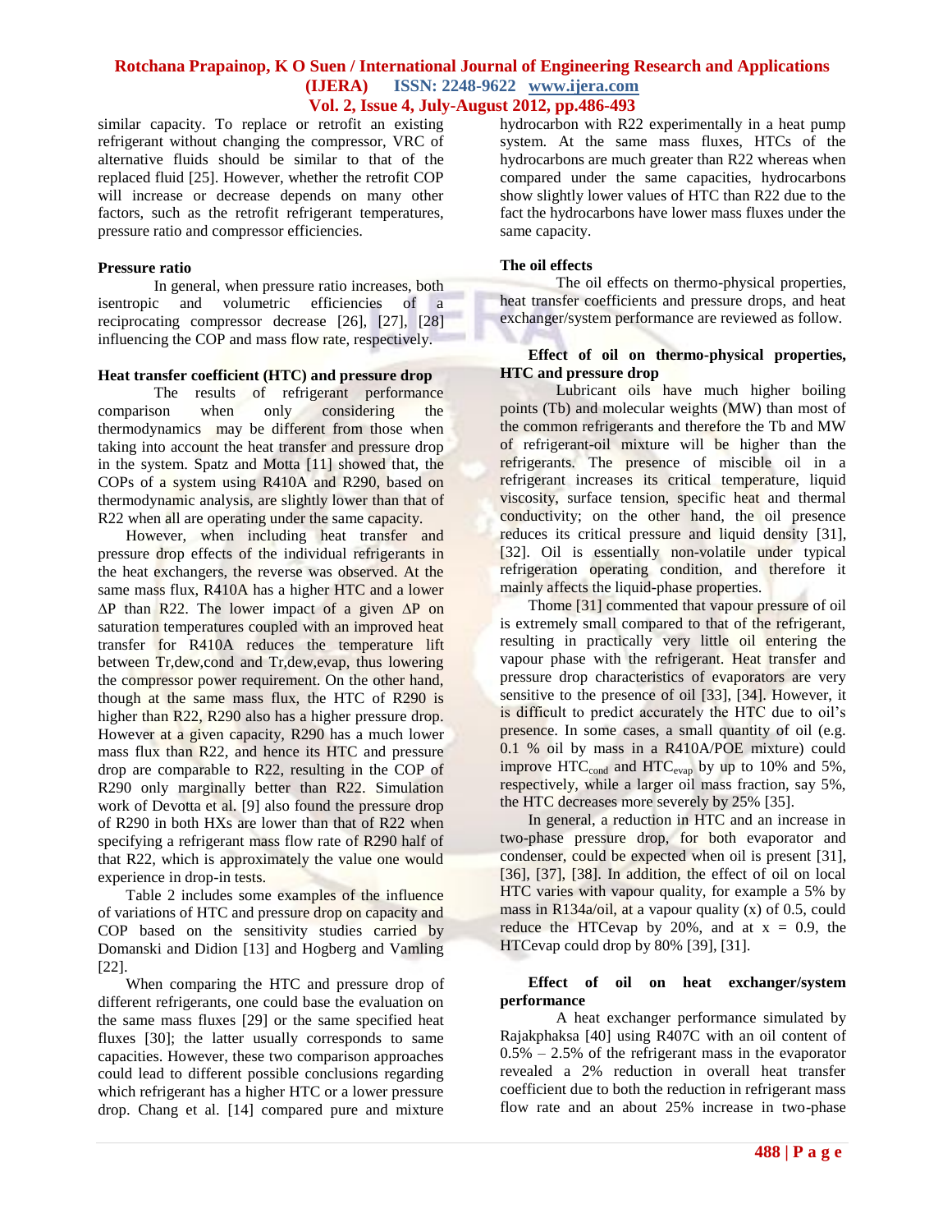similar capacity. To replace or retrofit an existing refrigerant without changing the compressor, VRC of alternative fluids should be similar to that of the replaced fluid [25]. However, whether the retrofit COP will increase or decrease depends on many other factors, such as the retrofit refrigerant temperatures, pressure ratio and compressor efficiencies.

**Pressure ratio**

In general, when pressure ratio increases, both isentropic and volumetric efficiencies of a reciprocating compressor decrease [26], [27], [28] influencing the COP and mass flow rate, respectively.

**Heat transfer coefficient (HTC) and pressure drop**

The results of refrigerant performance comparison when only considering the thermodynamics may be different from those when taking into account the heat transfer and pressure drop in the system. Spatz and Motta [11] showed that, the COPs of a system using R410A and R290, based on thermodynamic analysis, are slightly lower than that of R22 when all are operating under the same capacity.

However, when including heat transfer and pressure drop effects of the individual refrigerants in the heat exchangers, the reverse was observed. At the same mass flux, R410A has a higher HTC and a lower $\Delta P$ than R22. The lower impact of a given $\Delta P$ on saturation temperatures coupled with an improved heat transfer for R410A reduces the temperature lift between $T_{r,dew,cond}$ and $T_{r,dew,evap}$, thus lowering the compressor power requirement. On the other hand, though at the same mass flux, the HTC of R290 is higher than R22, R290 also has a higher pressure drop. However at a given capacity, R290 has a much lower mass flux than R22, and hence its HTC and pressure drop are comparable to R22, resulting in the COP of R290 only marginally better than R22. Simulation work of Devotta et al. [9] also found the pressure drop of R290 in both HXs are lower than that of R22 when specifying a refrigerant mass flow rate of R290 half of that R22, which is approximately the value one would experience in drop-in tests.

Table 2 includes some examples of the influence of variations of HTC and pressure drop on capacity and COP based on the sensitivity studies carried by Domanski and Didion [13] and Hogberg and Vamling [22].

When comparing the HTC and pressure drop of different refrigerants, one could base the evaluation on the same mass fluxes [29] or the same specified heat fluxes [30]; the latter usually corresponds to same capacities. However, these two comparison approaches could lead to different possible conclusions regarding which refrigerant has a higher HTC or a lower pressure drop. Chang et al. [14] compared pure and mixture hydrocarbon with R22 experimentally in a heat pump system. At the same mass fluxes, HTCs of the hydrocarbons are much greater than R22 whereas when compared under the same capacities, hydrocarbons show slightly lower values of HTC than R22 due to the fact the hydrocarbons have lower mass fluxes under the same capacity.

**The oil effects**

The oil effects on thermo-physical properties, heat transfer coefficients and pressure drops, and heat exchanger/system performance are reviewed as follow.

**Effect of oil on thermo-physical properties, HTC and pressure drop**

Lubricant oils have much higher boiling points (Tb) and molecular weights (MW) than most of the common refrigerants and therefore the Tb and MW of refrigerant-oil mixture will be higher than the refrigerants. The presence of miscible oil in a refrigerant increases its critical temperature, liquid viscosity, surface tension, specific heat and thermal conductivity; on the other hand, the oil presence reduces its critical pressure and liquid density [31], [32]. Oil is essentially non-volatile under typical refrigeration operating condition, and therefore it mainly affects the liquid-phase properties.

Thome [31] commented that vapour pressure of oil is extremely small compared to that of the refrigerant, resulting in practically very little oil entering the vapour phase with the refrigerant. Heat transfer and pressure drop characteristics of evaporators are very sensitive to the presence of oil [33], [34]. However, it is difficult to predict accurately the HTC due to oil's presence. In some cases, a small quantity of oil (e.g. 0.1 % oil by mass in a R410A/POE mixture) could improve $HTC_{cond}$ and $HTC_{evap}$ by up to 10% and 5%, respectively, while a larger oil mass fraction, say 5%, the HTC decreases more severely by 25% [35].

In general, a reduction in HTC and an increase in two-phase pressure drop, for both evaporator and condenser, could be expected when oil is present [31], [36], [37], [38]. In addition, the effect of oil on local HTC varies with vapour quality, for example a 5% by mass in R134a/oil, at a vapour quality (x) of 0.5, could reduce the HTCevap by 20%, and at $x = 0.9$, the HTCevap could drop by 80% [39], [31].

**Effect of oil on heat exchanger/system performance**

A heat exchanger performance simulated by Rajakphaksa [40] using R407C with an oil content of 0.5% – 2.5% of the refrigerant mass in the evaporator revealed a 2% reduction in overall heat transfer coefficient due to both the reduction in refrigerant mass flow rate and an about 25% increase in two-phase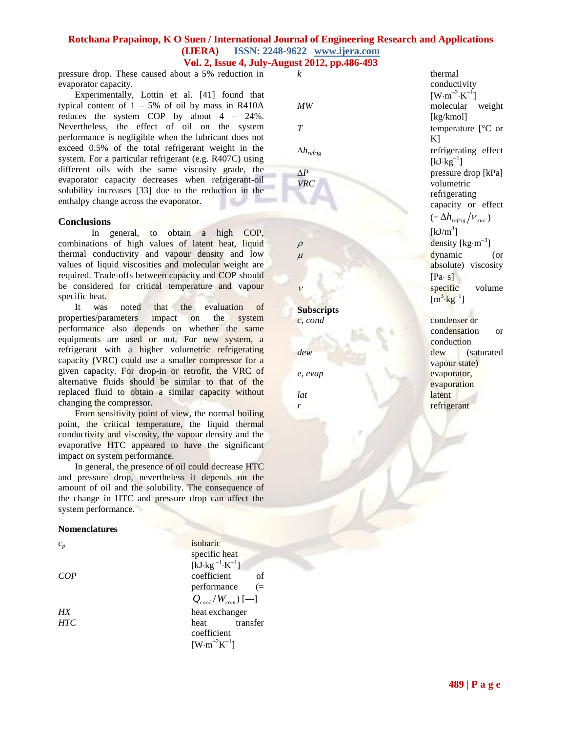pressure drop. These caused about a 5% reduction in evaporator capacity.

Experimentally, Lottin et al. [41] found that typical content of 1 – 5% of oil by mass in R410A reduces the system COP by about 4 – 24%. Nevertheless, the effect of oil on the system performance is negligible when the lubricant does not exceed 0.5% of the total refrigerant weight in the system. For a particular refrigerant (e.g. R407C) using different oils with the same viscosity grade, the evaporator capacity decreases when refrigerant-oil solubility increases [33] due to the reduction in the enthalpy change across the evaporator.

## Conclusions

In general, to obtain a high COP, combinations of high values of latent heat, liquid thermal conductivity and vapour density and low values of liquid viscosities and molecular weight are required. Trade-offs between capacity and COP should be considered for critical temperature and vapour specific heat.

It was noted that the evaluation of properties/parameters impact on the system performance also depends on whether the same equipments are used or not. For new system, a refrigerant with a higher volumetric refrigerating capacity (VRC) could use a smaller compressor for a given capacity. For drop-in or retrofit, the VRC of alternative fluids should be similar to that of the replaced fluid to obtain a similar capacity without changing the compressor.

From sensitivity point of view, the normal boiling point, the critical temperature, the liquid thermal conductivity and viscosity, the vapour density and the evaporative HTC appeared to have the significant impact on system performance.

In general, the presence of oil could decrease HTC and pressure drop, nevertheless it depends on the amount of oil and the solubility. The consequence of the change in HTC and pressure drop can affect the system performance.

### Nomenclatures

| | |
|---|---|
| $c_p$ | isobaric specific heat [$kJ \cdot kg^{-1} \cdot K^{-1}$] |
| *COP* | coefficient of performance (= $Q_{cool}/W_{com}$) [---] |
| *HX* | heat exchanger |
| *HTC* | heat transfer coefficient [$W \cdot m^{-2} K^{-1}$] |
| $k$ | thermal conductivity [$W \cdot m^{-2} \cdot K^{-1}$] |
| *MW* | molecular weight [kg/kmol] |
| $T$ | temperature [°C or K] |
| $\Delta h_{refrig}$ | refrigerating effect [$kJ \cdot kg^{-1}$] |
| $\Delta P$ | pressure drop [kPa] |
| *VRC* | volumetric refrigerating capacity or effect (= $\Delta h_{refrig}/v_{suc}$) [$kJ/m^3$] |
| $\rho$ | density [$kg \cdot m^{-3}$] |
| $\mu$ | dynamic (or absolute) viscosity [Pa· s] |
| $v$ | specific volume [$m^3 \cdot kg^{-1}$] |

### Subscripts

| | |
|---|---|
| *c, cond* | condenser or condensation or conduction |
| *dew* | dew (saturated vapour state) |
| *e, evap* | evaporator, evaporation |
| *lat* | latent |
| *r* | refrigerant |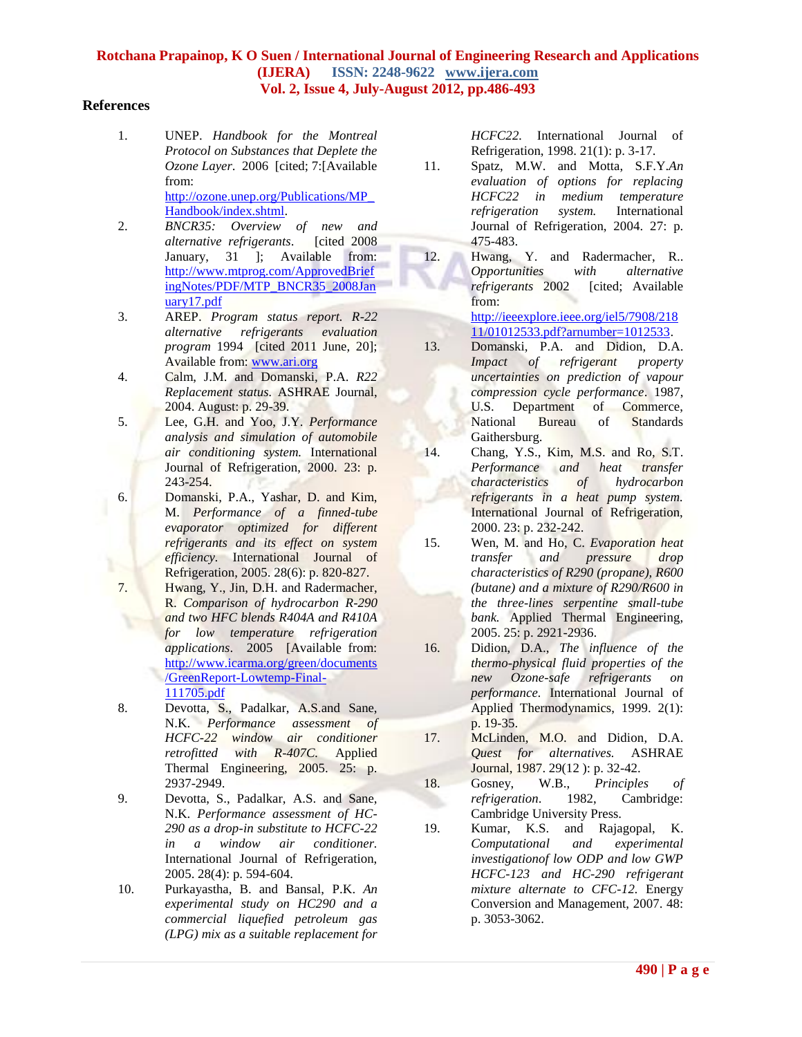## References

1. UNEP. *Handbook for the Montreal Protocol on Substances that Deplete the Ozone Layer*. 2006 [cited; 7:[Available from: http://ozone.unep.org/Publications/MP_Handbook/index.shtml.
2. *BNCR35: Overview of new and alternative refrigerants*. [cited 2008 January, 31 ]; Available from: http://www.mtprog.com/ApprovedBriefingNotes/PDF/MTP_BNCR35_2008January17.pdf
3. AREP. *Program status report. R-22 alternative refrigerants evaluation program* 1994 [cited 2011 June, 20]; Available from: www.ari.org
4. Calm, J.M. and Domanski, P.A. *R22 Replacement status.* ASHRAE Journal, 2004. August: p. 29-39.
5. Lee, G.H. and Yoo, J.Y. *Performance analysis and simulation of automobile air conditioning system.* International Journal of Refrigeration, 2000. 23: p. 243-254.
6. Domanski, P.A., Yashar, D. and Kim, M. *Performance of a finned-tube evaporator optimized for different refrigerants and its effect on system efficiency.* International Journal of Refrigeration, 2005. 28(6): p. 820-827.
7. Hwang, Y., Jin, D.H. and Radermacher, R. *Comparison of hydrocarbon R-290 and two HFC blends R404A and R410A for low temperature refrigeration applications*. 2005 [Available from: http://www.icarma.org/green/documents/GreenReport-Lowtemp-Final-111705.pdf
8. Devotta, S., Padalkar, A.S.and Sane, N.K. *Performance assessment of HCFC-22 window air conditioner retrofitted with R-407C.* Applied Thermal Engineering, 2005. 25: p. 2937-2949.
9. Devotta, S., Padalkar, A.S. and Sane, N.K. *Performance assessment of HC-290 as a drop-in substitute to HCFC-22 in a window air conditioner.* International Journal of Refrigeration, 2005. 28(4): p. 594-604.
10. Purkayastha, B. and Bansal, P.K. *An experimental study on HC290 and a commercial liquefied petroleum gas (LPG) mix as a suitable replacement for HCFC22.* International Journal of Refrigeration, 1998. 21(1): p. 3-17.
11. Spatz, M.W. and Motta, S.F.Y.*An evaluation of options for replacing HCFC22 in medium temperature refrigeration system.* International Journal of Refrigeration, 2004. 27: p. 475-483.
12. Hwang, Y. and Radermacher, R.. *Opportunities with alternative refrigerants* 2002 [cited; Available from: http://ieeexplore.ieee.org/iel5/7908/21811/01012533.pdf?arnumber=1012533.
13. Domanski, P.A. and Didion, D.A. *Impact of refrigerant property uncertainties on prediction of vapour compression cycle performance*. 1987, U.S. Department of Commerce, National Bureau of Standards Gaithersburg.
14. Chang, Y.S., Kim, M.S. and Ro, S.T. *Performance and heat transfer characteristics of hydrocarbon refrigerants in a heat pump system.* International Journal of Refrigeration, 2000. 23: p. 232-242.
15. Wen, M. and Ho, C. *Evaporation heat transfer and pressure drop characteristics of R290 (propane), R600 (butane) and a mixture of R290/R600 in the three-lines serpentine small-tube bank.* Applied Thermal Engineering, 2005. 25: p. 2921-2936.
16. Didion, D.A., *The influence of the thermo-physical fluid properties of the new Ozone-safe refrigerants on performance.* International Journal of Applied Thermodynamics, 1999. 2(1): p. 19-35.
17. McLinden, M.O. and Didion, D.A. *Quest for alternatives.* ASHRAE Journal, 1987. 29(12 ): p. 32-42.
18. Gosney, W.B., *Principles of refrigeration*. 1982, Cambridge: Cambridge University Press.
19. Kumar, K.S. and Rajagopal, K. *Computational and experimental investigationof low ODP and low GWP HCFC-123 and HC-290 refrigerant mixture alternate to CFC-12.* Energy Conversion and Management, 2007. 48: p. 3053-3062.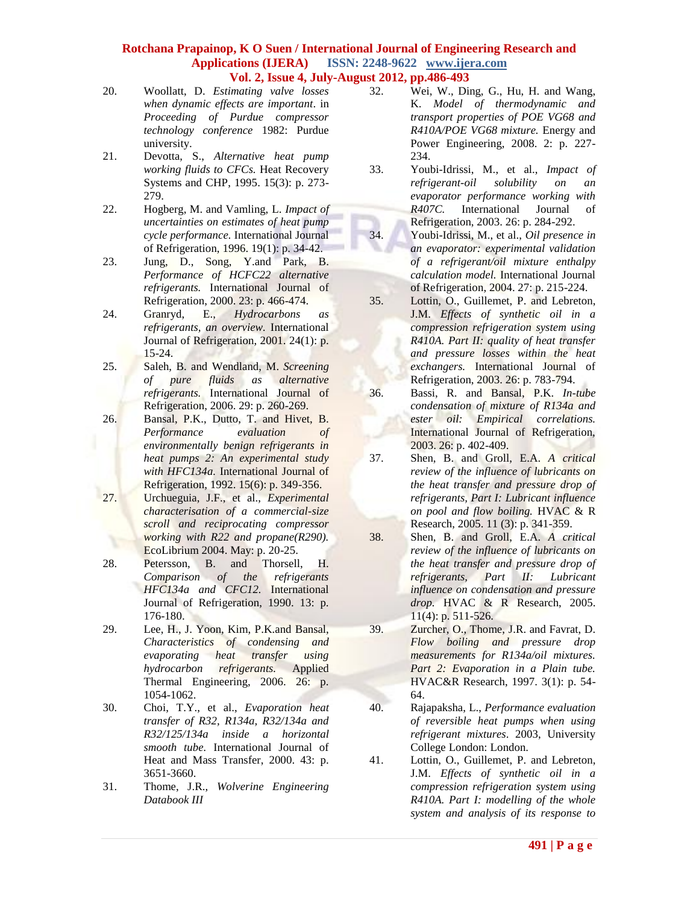20. Woollatt, D. *Estimating valve losses when dynamic effects are important*. in *Proceeding of Purdue compressor technology conference* 1982: Purdue university.
21. Devotta, S., *Alternative heat pump working fluids to CFCs.* Heat Recovery Systems and CHP, 1995. 15(3): p. 273-279.
22. Hogberg, M. and Vamling, L. *Impact of uncertainties on estimates of heat pump cycle performance.* International Journal of Refrigeration, 1996. 19(1): p. 34-42.
23. Jung, D., Song, Y.and Park, B. *Performance of HCFC22 alternative refrigerants.* International Journal of Refrigeration, 2000. 23: p. 466-474.
24. Granryd, E., *Hydrocarbons as refrigerants, an overview.* International Journal of Refrigeration, 2001. 24(1): p. 15-24.
25. Saleh, B. and Wendland, M. *Screening of pure fluids as alternative refrigerants.* International Journal of Refrigeration, 2006. 29: p. 260-269.
26. Bansal, P.K., Dutto, T. and Hivet, B. *Performance evaluation of environmentally benign refrigerants in heat pumps 2: An experimental study with HFC134a.* International Journal of Refrigeration, 1992. 15(6): p. 349-356.
27. Urchueguia, J.F., et al., *Experimental characterisation of a commercial-size scroll and reciprocating compressor working with R22 and propane(R290).* EcoLibrium 2004. May: p. 20-25.
28. Petersson, B. and Thorsell, H. *Comparison of the refrigerants HFC134a and CFC12.* International Journal of Refrigeration, 1990. 13: p. 176-180.
29. Lee, H., J. Yoon, Kim, P.K.and Bansal, *Characteristics of condensing and evaporating heat transfer using hydrocarbon refrigerants.* Applied Thermal Engineering, 2006. 26: p. 1054-1062.
30. Choi, T.Y., et al., *Evaporation heat transfer of R32, R134a, R32/134a and R32/125/134a inside a horizontal smooth tube.* International Journal of Heat and Mass Transfer, 2000. 43: p. 3651-3660.
31. Thome, J.R., *Wolverine Engineering Databook III*
32. Wei, W., Ding, G., Hu, H. and Wang, K. *Model of thermodynamic and transport properties of POE VG68 and R410A/POE VG68 mixture.* Energy and Power Engineering, 2008. 2: p. 227-234.
33. Youbi-Idrissi, M., et al., *Impact of refrigerant-oil solubility on an evaporator performance working with R407C.* International Journal of Refrigeration, 2003. 26: p. 284-292.
34. Youbi-Idrissi, M., et al., *Oil presence in an evaporator: experimental validation of a refrigerant/oil mixture enthalpy calculation model.* International Journal of Refrigeration, 2004. 27: p. 215-224.
35. Lottin, O., Guillemet, P. and Lebreton, J.M. *Effects of synthetic oil in a compression refrigeration system using R410A. Part II: quality of heat transfer and pressure losses within the heat exchangers.* International Journal of Refrigeration, 2003. 26: p. 783-794.
36. Bassi, R. and Bansal, P.K. *In-tube condensation of mixture of R134a and ester oil: Empirical correlations.* International Journal of Refrigeration, 2003. 26: p. 402-409.
37. Shen, B. and Groll, E.A. *A critical review of the influence of lubricants on the heat transfer and pressure drop of refrigerants, Part I: Lubricant influence on pool and flow boiling.* HVAC & R Research, 2005. 11 (3): p. 341-359.
38. Shen, B. and Groll, E.A. *A critical review of the influence of lubricants on the heat transfer and pressure drop of refrigerants, Part II: Lubricant influence on condensation and pressure drop.* HVAC & R Research, 2005. 11(4): p. 511-526.
39. Zurcher, O., Thome, J.R. and Favrat, D. *Flow boiling and pressure drop measurements for R134a/oil mixtures. Part 2: Evaporation in a Plain tube.* HVAC&R Research, 1997. 3(1): p. 54-64.
40. Rajapaksha, L., *Performance evaluation of reversible heat pumps when using refrigerant mixtures*. 2003, University College London: London.
41. Lottin, O., Guillemet, P. and Lebreton, J.M. *Effects of synthetic oil in a compression refrigeration system using R410A. Part I: modelling of the whole system and analysis of its response to*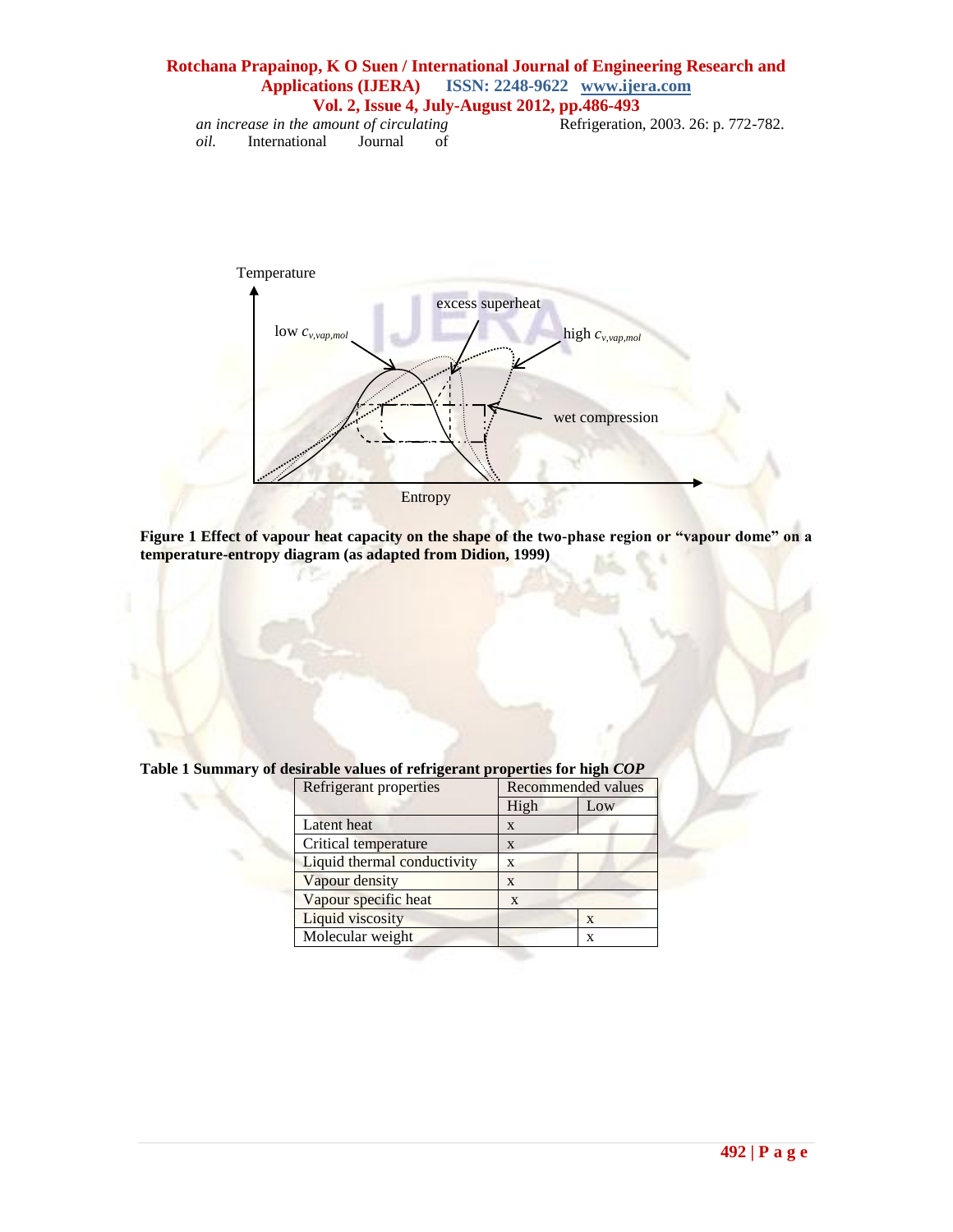*an increase in the amount of circulating oil.* International Journal of Refrigeration, 2003. 26: p. 772-782.

**Figure 1 Effect of vapour heat capacity on the shape of the two-phase region or "vapour dome" on a temperature-entropy diagram (as adapted from Didion, 1999)**

**Table 1 Summary of desirable values of refrigerant properties for high *COP***

| Refrigerant properties | Recommended values | |
|---|---|---|
| | High | Low |
| Latent heat | x | |
| Critical temperature | x | |
| Liquid thermal conductivity | x | |
| Vapour density | x | |
| Vapour specific heat | x | |
| Liquid viscosity | | x |
| Molecular weight | | x |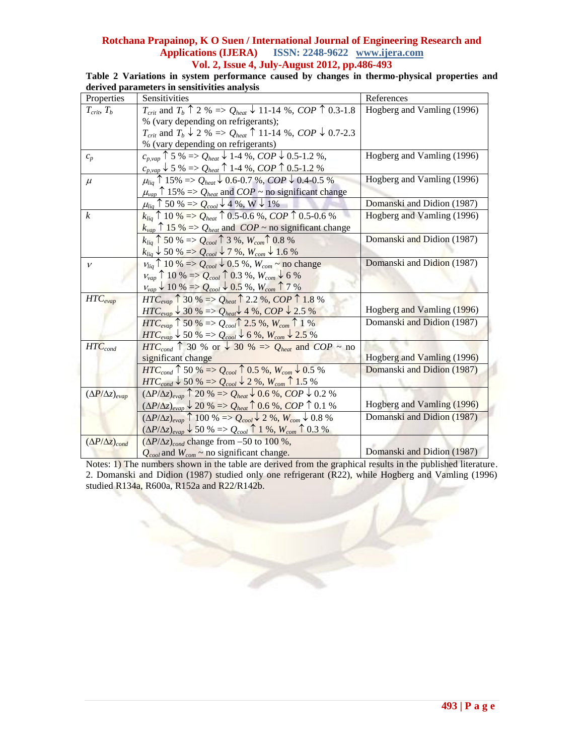**Table 2 Variations in system performance caused by changes in thermo-physical properties and derived parameters in sensitivities analysis**

| Properties | Sensitivities | References |
|---|---|---|
| $T_{crit}$, $T_b$ | $T_{crit}$ and $T_b$ ↑ 2 % => $Q_{heat}$ ↓ 11-14 %, $COP$ ↑ 0.3-1.8 % (vary depending on refrigerants);<br>$T_{crit}$ and $T_b$ ↓ 2 % => $Q_{heat}$ ↑ 11-14 %, $COP$ ↓ 0.7-2.3 % (vary depending on refrigerants) | Hogberg and Vamling (1996) |
| $c_p$ | $c_{p,vap}$ ↑ 5 % => $Q_{heat}$ ↓ 1-4 %, $COP$ ↓ 0.5-1.2 %,<br>$c_{p,vap}$ ↓ 5 % => $Q_{heat}$ ↑ 1-4 %, $COP$ ↑ 0.5-1.2 % | Hogberg and Vamling (1996) |
| $\mu$ | $\mu_{liq}$ ↑ 15% => $Q_{heat}$ ↓ 0.6-0.7 %, $COP$ ↓ 0.4-0.5 %<br>$\mu_{vap}$ ↑ 15% => $Q_{heat}$ and $COP$ ~ no significant change | Hogberg and Vamling (1996) |
| | $\mu_{liq}$ ↑ 50 % => $Q_{cool}$ ↓ 4 %, W ↓ 1% | Domanski and Didion (1987) |
| $k$ | $k_{liq}$ ↑ 10 % => $Q_{heat}$ ↑ 0.5-0.6 %, $COP$ ↑ 0.5-0.6 %<br>$k_{vap}$ ↑ 15 % => $Q_{heat}$ and $COP$ ~ no significant change | Hogberg and Vamling (1996) |
| | $k_{liq}$ ↑ 50 % => $Q_{cool}$ ↑ 3 %, $W_{com}$ ↑ 0.8 %<br>$k_{liq}$ ↓ 50 % => $Q_{cool}$ ↓ 7 %, $W_{com}$ ↓ 1.6 % | Domanski and Didion (1987) |
| $v$ | $v_{liq}$ ↑ 10 % => $Q_{cool}$ ↓ 0.5 %, $W_{com}$ ~ no change<br>$v_{vap}$ ↑ 10 % => $Q_{cool}$ ↑ 0.3 %, $W_{com}$ ↓ 6 %<br>$v_{vap}$ ↓ 10 % => $Q_{cool}$ ↓ 0.5 %, $W_{com}$ ↑ 7 % | Domanski and Didion (1987) |
| $HTC_{evap}$ | $HTC_{evap}$ ↑ 30 % => $Q_{heat}$ ↑ 2.2 %, $COP$ ↑ 1.8 %<br>$HTC_{evap}$ ↓ 30 % => $Q_{heat}$ ↓ 4 %, $COP$ ↓ 2.5 % | Hogberg and Vamling (1996) |
| | $HTC_{evap}$ ↑ 50 % => $Q_{cool}$ ↑ 2.5 %, $W_{com}$ ↑ 1 %<br>$HTC_{evap}$ ↓ 50 % => $Q_{cool}$ ↓ 6 %, $W_{com}$ ↓ 2.5 % | Domanski and Didion (1987) |
| $HTC_{cond}$ | $HTC_{cond}$ ↑ 30 % or ↓ 30 % => $Q_{heat}$ and $COP$ ~ no significant change | Hogberg and Vamling (1996) |
| | $HTC_{cond}$ ↑ 50 % => $Q_{cool}$ ↑ 0.5 %, $W_{com}$ ↓ 0.5 %<br>$HTC_{cond}$ ↓ 50 % => $Q_{cool}$ ↓ 2 %, $W_{com}$ ↑ 1.5 % | Domanski and Didion (1987) |
| $(\Delta P/\Delta z)_{evap}$ | $(\Delta P/\Delta z)_{evap}$ ↑ 20 % => $Q_{heat}$ ↓ 0.6 %, $COP$ ↓ 0.2 %<br>$(\Delta P/\Delta z)_{evap}$ ↓ 20 % => $Q_{heat}$ ↑ 0.6 %, $COP$ ↑ 0.1 % | Hogberg and Vamling (1996) |
| | $(\Delta P/\Delta z)_{evap}$ ↑ 100 % => $Q_{cool}$ ↓ 2 %, $W_{com}$ ↓ 0.8 %<br>$(\Delta P/\Delta z)_{evap}$ ↓ 50 % => $Q_{cool}$ ↑ 1 %, $W_{com}$ ↑ 0.3 % | Domanski and Didion (1987) |
| $(\Delta P/\Delta z)_{cond}$ | $(\Delta P/\Delta z)_{cond}$ change from –50 to 100 %, $Q_{cool}$ and $W_{com}$ ~ no significant change. | Domanski and Didion (1987) |

Notes: 1) The numbers shown in the table are derived from the graphical results in the published literature.
2. Domanski and Didion (1987) studied only one refrigerant (R22), while Hogberg and Vamling (1996) studied R134a, R600a, R152a and R22/R142b.